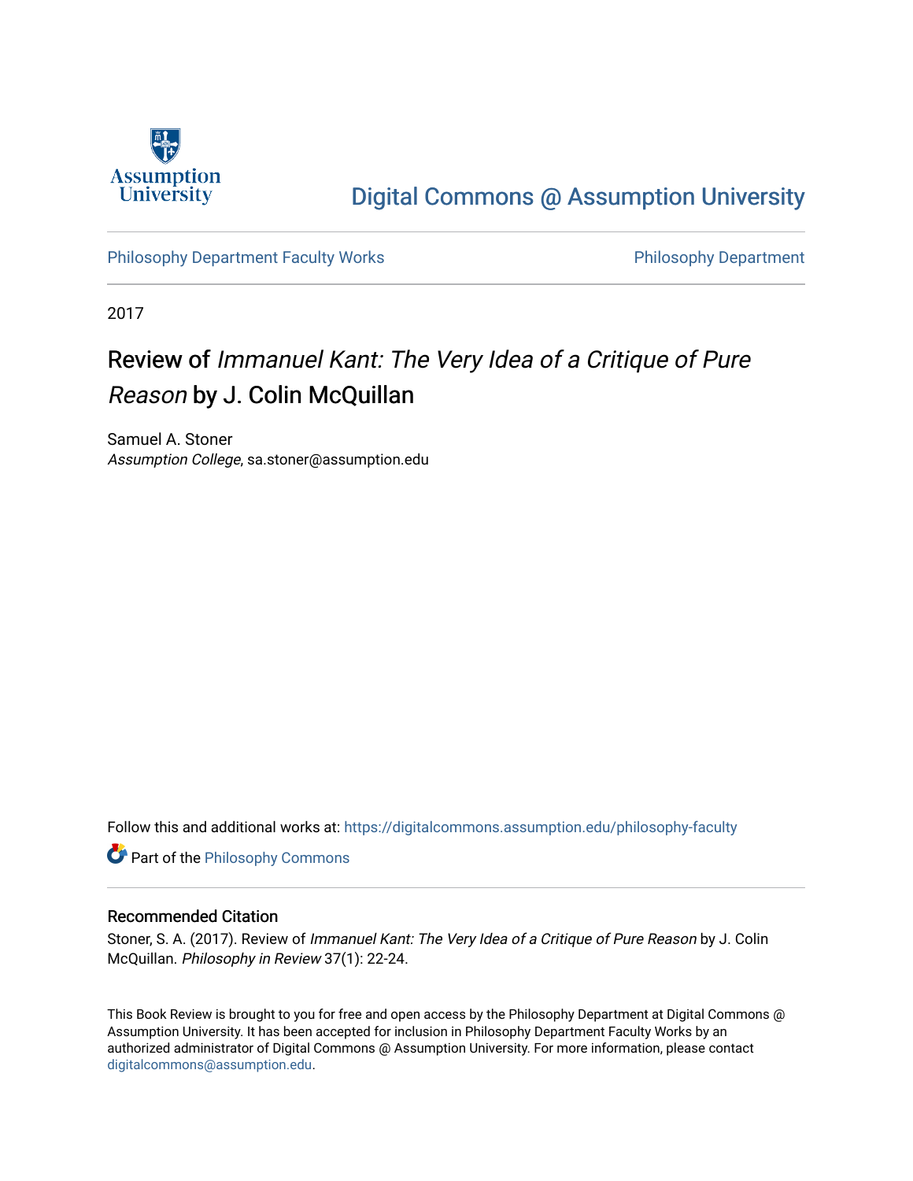Assumption University

# Digital Commons @ Assumption University

Philosophy Department Faculty Works | Philosophy Department

2017

## Review of *Immanuel Kant: The Very Idea of a Critique of Pure Reason* by J. Colin McQuillan

Samuel A. Stoner
*Assumption College*, sa.stoner@assumption.edu

Follow this and additional works at: https://digitalcommons.assumption.edu/philosophy-faculty

Part of the Philosophy Commons

### Recommended Citation

Stoner, S. A. (2017). Review of *Immanuel Kant: The Very Idea of a Critique of Pure Reason* by J. Colin McQuillan. *Philosophy in Review* 37(1): 22-24.

This Book Review is brought to you for free and open access by the Philosophy Department at Digital Commons @ Assumption University. It has been accepted for inclusion in Philosophy Department Faculty Works by an authorized administrator of Digital Commons @ Assumption University. For more information, please contact digitalcommons@assumption.edu.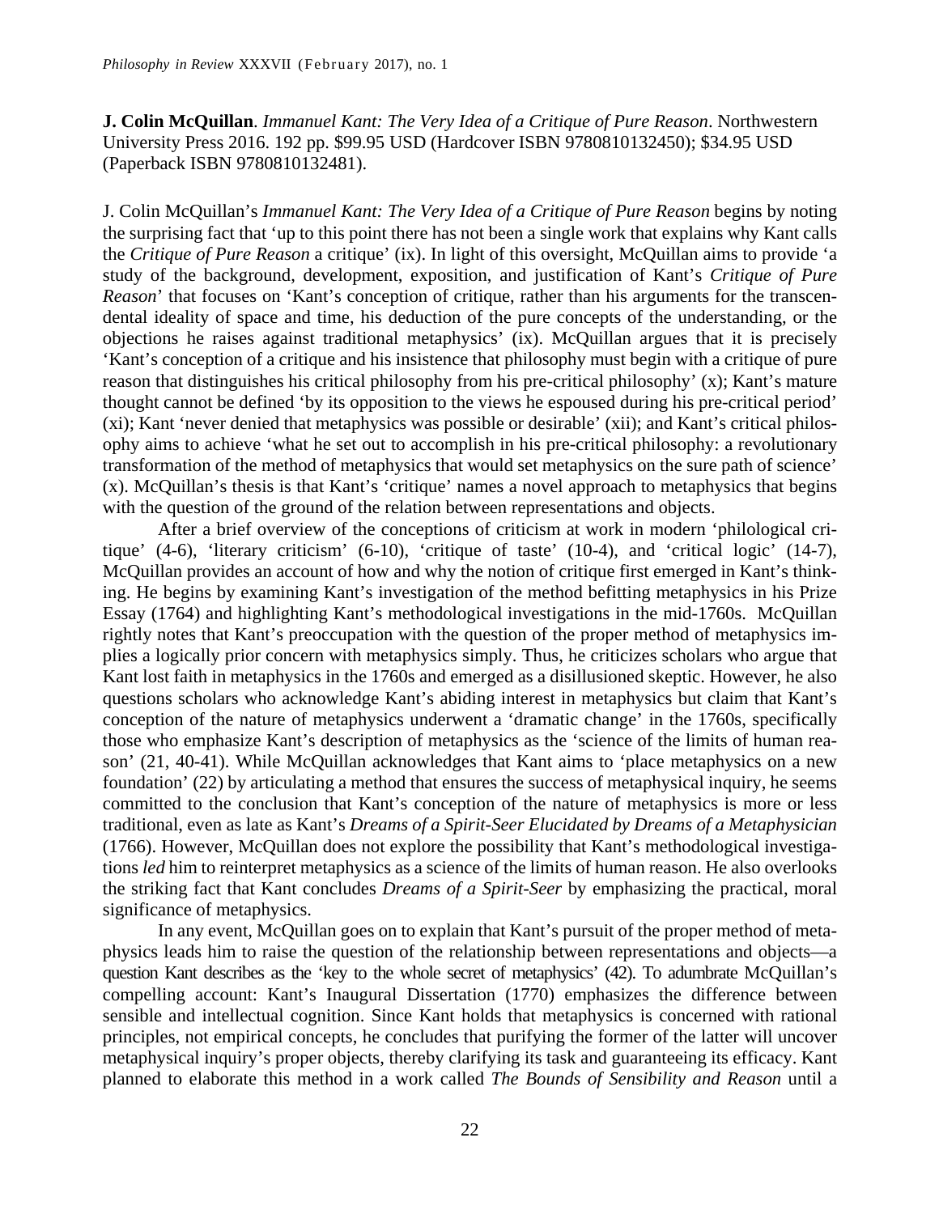**J. Colin McQuillan**. *Immanuel Kant: The Very Idea of a Critique of Pure Reason*. Northwestern University Press 2016. 192 pp. $99.95 USD (Hardcover ISBN 9780810132450); $34.95 USD (Paperback ISBN 9780810132481).

J. Colin McQuillan's *Immanuel Kant: The Very Idea of a Critique of Pure Reason* begins by noting the surprising fact that 'up to this point there has not been a single work that explains why Kant calls the *Critique of Pure Reason* a critique' (ix). In light of this oversight, McQuillan aims to provide 'a study of the background, development, exposition, and justification of Kant's *Critique of Pure Reason*' that focuses on 'Kant's conception of critique, rather than his arguments for the transcendental ideality of space and time, his deduction of the pure concepts of the understanding, or the objections he raises against traditional metaphysics' (ix). McQuillan argues that it is precisely 'Kant's conception of a critique and his insistence that philosophy must begin with a critique of pure reason that distinguishes his critical philosophy from his pre-critical philosophy' (x); Kant's mature thought cannot be defined 'by its opposition to the views he espoused during his pre-critical period' (xi); Kant 'never denied that metaphysics was possible or desirable' (xii); and Kant's critical philosophy aims to achieve 'what he set out to accomplish in his pre-critical philosophy: a revolutionary transformation of the method of metaphysics that would set metaphysics on the sure path of science' (x). McQuillan's thesis is that Kant's 'critique' names a novel approach to metaphysics that begins with the question of the ground of the relation between representations and objects.

After a brief overview of the conceptions of criticism at work in modern 'philological critique' (4-6), 'literary criticism' (6-10), 'critique of taste' (10-4), and 'critical logic' (14-7), McQuillan provides an account of how and why the notion of critique first emerged in Kant's thinking. He begins by examining Kant's investigation of the method befitting metaphysics in his Prize Essay (1764) and highlighting Kant's methodological investigations in the mid-1760s. McQuillan rightly notes that Kant's preoccupation with the question of the proper method of metaphysics implies a logically prior concern with metaphysics simply. Thus, he criticizes scholars who argue that Kant lost faith in metaphysics in the 1760s and emerged as a disillusioned skeptic. However, he also questions scholars who acknowledge Kant's abiding interest in metaphysics but claim that Kant's conception of the nature of metaphysics underwent a 'dramatic change' in the 1760s, specifically those who emphasize Kant's description of metaphysics as the 'science of the limits of human reason' (21, 40-41). While McQuillan acknowledges that Kant aims to 'place metaphysics on a new foundation' (22) by articulating a method that ensures the success of metaphysical inquiry, he seems committed to the conclusion that Kant's conception of the nature of metaphysics is more or less traditional, even as late as Kant's *Dreams of a Spirit-Seer Elucidated by Dreams of a Metaphysician* (1766). However, McQuillan does not explore the possibility that Kant's methodological investigations *led* him to reinterpret metaphysics as a science of the limits of human reason. He also overlooks the striking fact that Kant concludes *Dreams of a Spirit-Seer* by emphasizing the practical, moral significance of metaphysics.

In any event, McQuillan goes on to explain that Kant's pursuit of the proper method of metaphysics leads him to raise the question of the relationship between representations and objects—a question Kant describes as the 'key to the whole secret of metaphysics' (42). To adumbrate McQuillan's compelling account: Kant's Inaugural Dissertation (1770) emphasizes the difference between sensible and intellectual cognition. Since Kant holds that metaphysics is concerned with rational principles, not empirical concepts, he concludes that purifying the former of the latter will uncover metaphysical inquiry's proper objects, thereby clarifying its task and guaranteeing its efficacy. Kant planned to elaborate this method in a work called *The Bounds of Sensibility and Reason* until a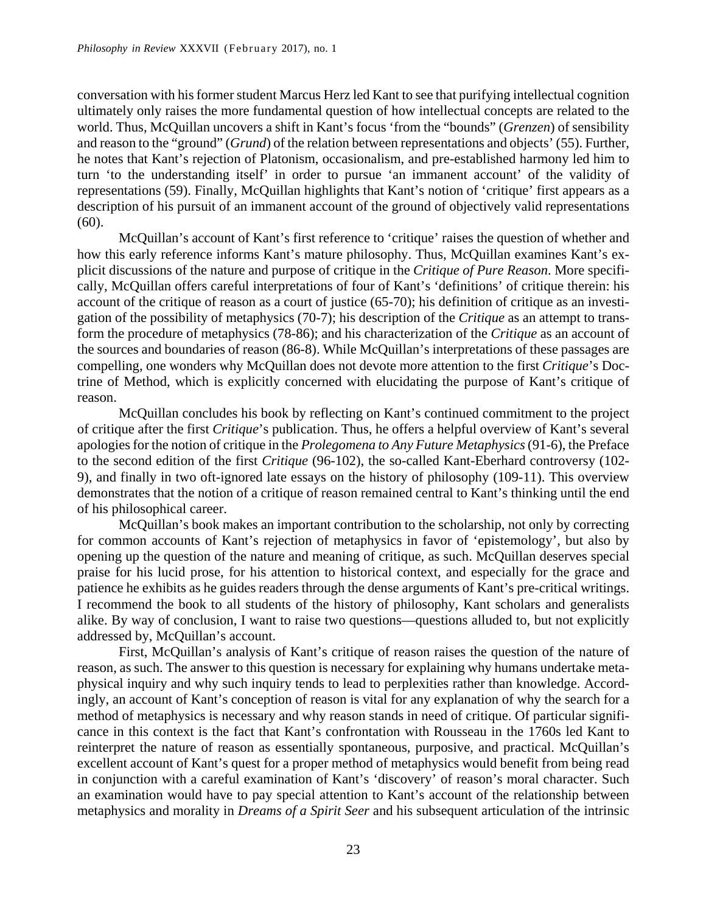conversation with his former student Marcus Herz led Kant to see that purifying intellectual cognition ultimately only raises the more fundamental question of how intellectual concepts are related to the world. Thus, McQuillan uncovers a shift in Kant's focus 'from the "bounds" (*Grenzen*) of sensibility and reason to the "ground" (*Grund*) of the relation between representations and objects' (55). Further, he notes that Kant's rejection of Platonism, occasionalism, and pre-established harmony led him to turn 'to the understanding itself' in order to pursue 'an immanent account' of the validity of representations (59). Finally, McQuillan highlights that Kant's notion of 'critique' first appears as a description of his pursuit of an immanent account of the ground of objectively valid representations (60).

McQuillan's account of Kant's first reference to 'critique' raises the question of whether and how this early reference informs Kant's mature philosophy. Thus, McQuillan examines Kant's explicit discussions of the nature and purpose of critique in the *Critique of Pure Reason*. More specifically, McQuillan offers careful interpretations of four of Kant's 'definitions' of critique therein: his account of the critique of reason as a court of justice (65-70); his definition of critique as an investigation of the possibility of metaphysics (70-7); his description of the *Critique* as an attempt to transform the procedure of metaphysics (78-86); and his characterization of the *Critique* as an account of the sources and boundaries of reason (86-8). While McQuillan's interpretations of these passages are compelling, one wonders why McQuillan does not devote more attention to the first *Critique*'s Doctrine of Method, which is explicitly concerned with elucidating the purpose of Kant's critique of reason.

McQuillan concludes his book by reflecting on Kant's continued commitment to the project of critique after the first *Critique*'s publication. Thus, he offers a helpful overview of Kant's several apologies for the notion of critique in the *Prolegomena to Any Future Metaphysics* (91-6), the Preface to the second edition of the first *Critique* (96-102), the so-called Kant-Eberhard controversy (102-9), and finally in two oft-ignored late essays on the history of philosophy (109-11). This overview demonstrates that the notion of a critique of reason remained central to Kant's thinking until the end of his philosophical career.

McQuillan's book makes an important contribution to the scholarship, not only by correcting for common accounts of Kant's rejection of metaphysics in favor of 'epistemology', but also by opening up the question of the nature and meaning of critique, as such. McQuillan deserves special praise for his lucid prose, for his attention to historical context, and especially for the grace and patience he exhibits as he guides readers through the dense arguments of Kant's pre-critical writings. I recommend the book to all students of the history of philosophy, Kant scholars and generalists alike. By way of conclusion, I want to raise two questions—questions alluded to, but not explicitly addressed by, McQuillan's account.

First, McQuillan's analysis of Kant's critique of reason raises the question of the nature of reason, as such. The answer to this question is necessary for explaining why humans undertake metaphysical inquiry and why such inquiry tends to lead to perplexities rather than knowledge. Accordingly, an account of Kant's conception of reason is vital for any explanation of why the search for a method of metaphysics is necessary and why reason stands in need of critique. Of particular significance in this context is the fact that Kant's confrontation with Rousseau in the 1760s led Kant to reinterpret the nature of reason as essentially spontaneous, purposive, and practical. McQuillan's excellent account of Kant's quest for a proper method of metaphysics would benefit from being read in conjunction with a careful examination of Kant's 'discovery' of reason's moral character. Such an examination would have to pay special attention to Kant's account of the relationship between metaphysics and morality in *Dreams of a Spirit Seer* and his subsequent articulation of the intrinsic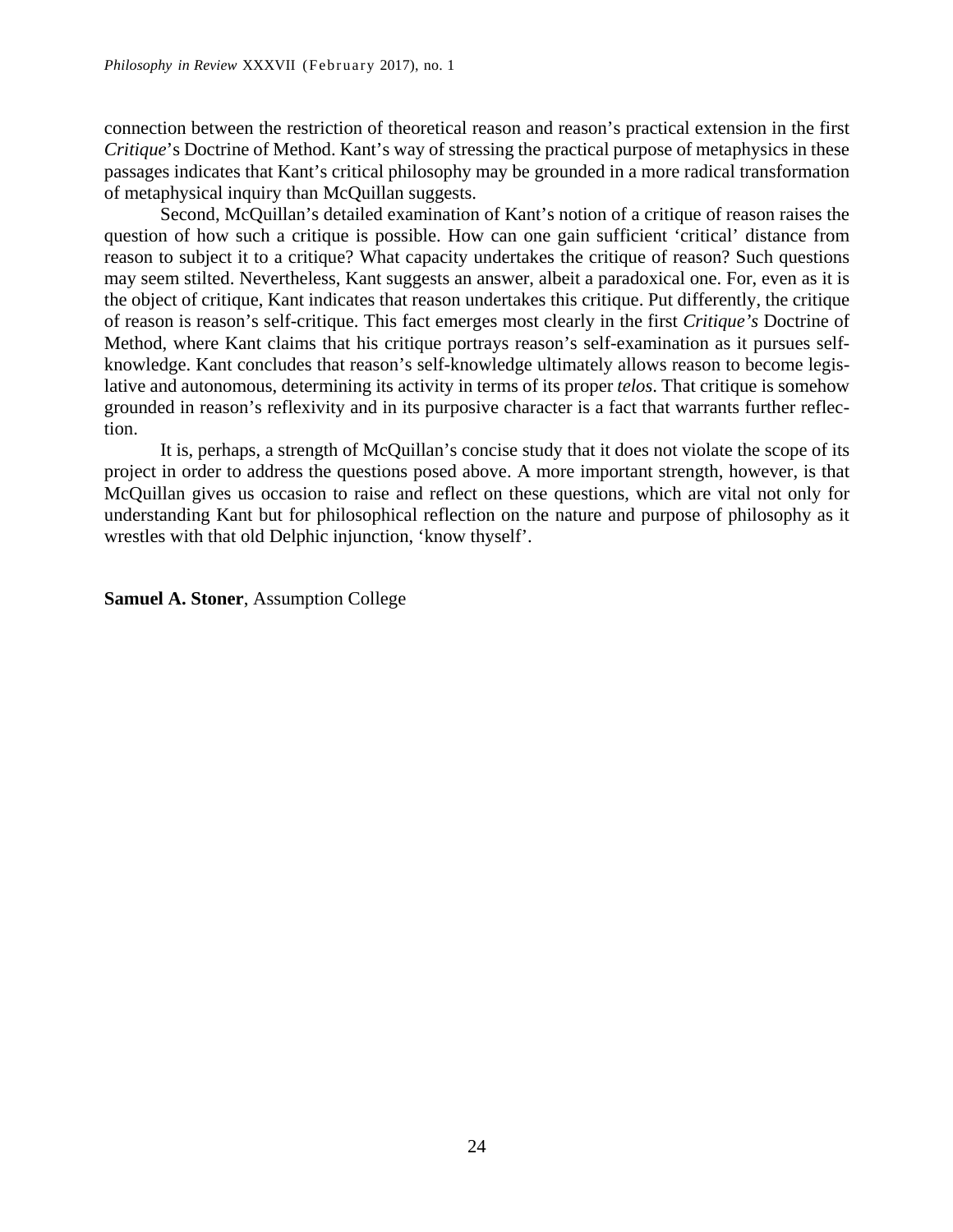connection between the restriction of theoretical reason and reason's practical extension in the first *Critique*'s Doctrine of Method. Kant's way of stressing the practical purpose of metaphysics in these passages indicates that Kant's critical philosophy may be grounded in a more radical transformation of metaphysical inquiry than McQuillan suggests.

Second, McQuillan's detailed examination of Kant's notion of a critique of reason raises the question of how such a critique is possible. How can one gain sufficient 'critical' distance from reason to subject it to a critique? What capacity undertakes the critique of reason? Such questions may seem stilted. Nevertheless, Kant suggests an answer, albeit a paradoxical one. For, even as it is the object of critique, Kant indicates that reason undertakes this critique. Put differently, the critique of reason is reason's self-critique. This fact emerges most clearly in the first *Critique's* Doctrine of Method, where Kant claims that his critique portrays reason's self-examination as it pursues self-knowledge. Kant concludes that reason's self-knowledge ultimately allows reason to become legislative and autonomous, determining its activity in terms of its proper *telos*. That critique is somehow grounded in reason's reflexivity and in its purposive character is a fact that warrants further reflection.

It is, perhaps, a strength of McQuillan's concise study that it does not violate the scope of its project in order to address the questions posed above. A more important strength, however, is that McQuillan gives us occasion to raise and reflect on these questions, which are vital not only for understanding Kant but for philosophical reflection on the nature and purpose of philosophy as it wrestles with that old Delphic injunction, 'know thyself'.

**Samuel A. Stoner**, Assumption College